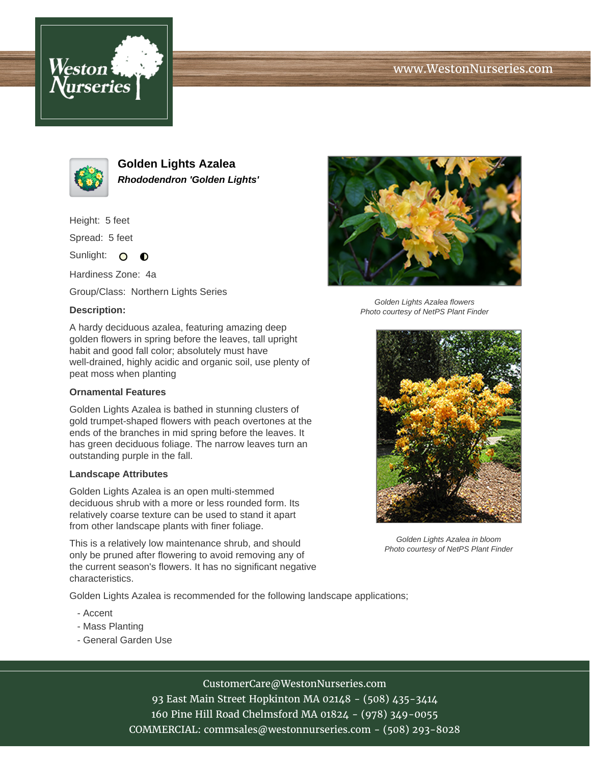www.WestonNurseries.com

# Golden Lights Azalea

***Rhododendron 'Golden Lights'***

Height: 5 feet

Spread: 5 feet

Sunlight: ○ ◐

Hardiness Zone: 4a

Group/Class: Northern Lights Series

**Description:**

A hardy deciduous azalea, featuring amazing deep golden flowers in spring before the leaves, tall upright habit and good fall color; absolutely must have well-drained, highly acidic and organic soil, use plenty of peat moss when planting

### Ornamental Features

Golden Lights Azalea is bathed in stunning clusters of gold trumpet-shaped flowers with peach overtones at the ends of the branches in mid spring before the leaves. It has green deciduous foliage. The narrow leaves turn an outstanding purple in the fall.

### Landscape Attributes

Golden Lights Azalea is an open multi-stemmed deciduous shrub with a more or less rounded form. Its relatively coarse texture can be used to stand it apart from other landscape plants with finer foliage.

This is a relatively low maintenance shrub, and should only be pruned after flowering to avoid removing any of the current season's flowers. It has no significant negative characteristics.

Golden Lights Azalea is recommended for the following landscape applications;

- Accent
- Mass Planting
- General Garden Use

*Golden Lights Azalea flowers*
*Photo courtesy of NetPS Plant Finder*

*Golden Lights Azalea in bloom*
*Photo courtesy of NetPS Plant Finder*

CustomerCare@WestonNurseries.com
93 East Main Street Hopkinton MA 02148 - (508) 435-3414
160 Pine Hill Road Chelmsford MA 01824 - (978) 349-0055
COMMERCIAL: commsales@westonnurseries.com - (508) 293-8028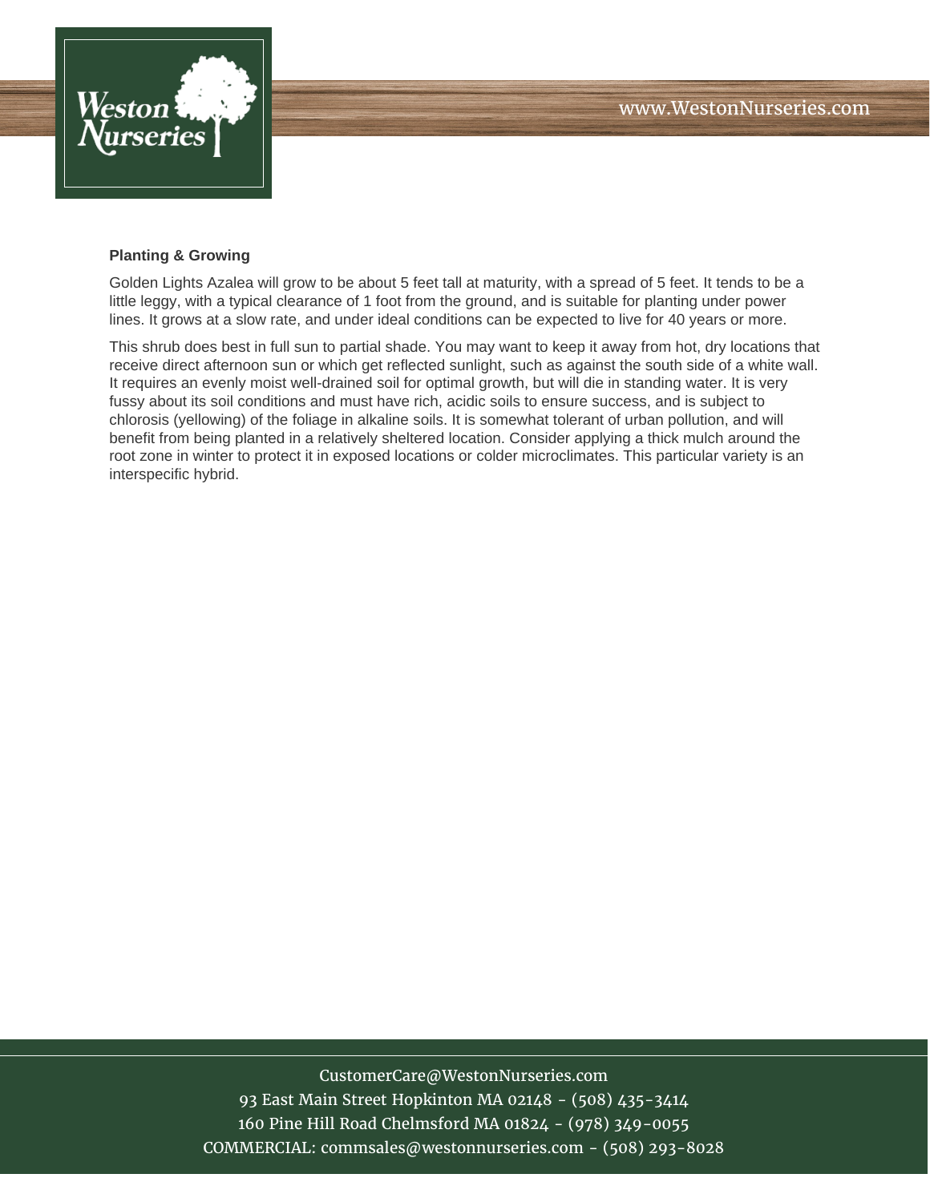### Planting & Growing

Golden Lights Azalea will grow to be about 5 feet tall at maturity, with a spread of 5 feet. It tends to be a little leggy, with a typical clearance of 1 foot from the ground, and is suitable for planting under power lines. It grows at a slow rate, and under ideal conditions can be expected to live for 40 years or more.

This shrub does best in full sun to partial shade. You may want to keep it away from hot, dry locations that receive direct afternoon sun or which get reflected sunlight, such as against the south side of a white wall. It requires an evenly moist well-drained soil for optimal growth, but will die in standing water. It is very fussy about its soil conditions and must have rich, acidic soils to ensure success, and is subject to chlorosis (yellowing) of the foliage in alkaline soils. It is somewhat tolerant of urban pollution, and will benefit from being planted in a relatively sheltered location. Consider applying a thick mulch around the root zone in winter to protect it in exposed locations or colder microclimates. This particular variety is an interspecific hybrid.